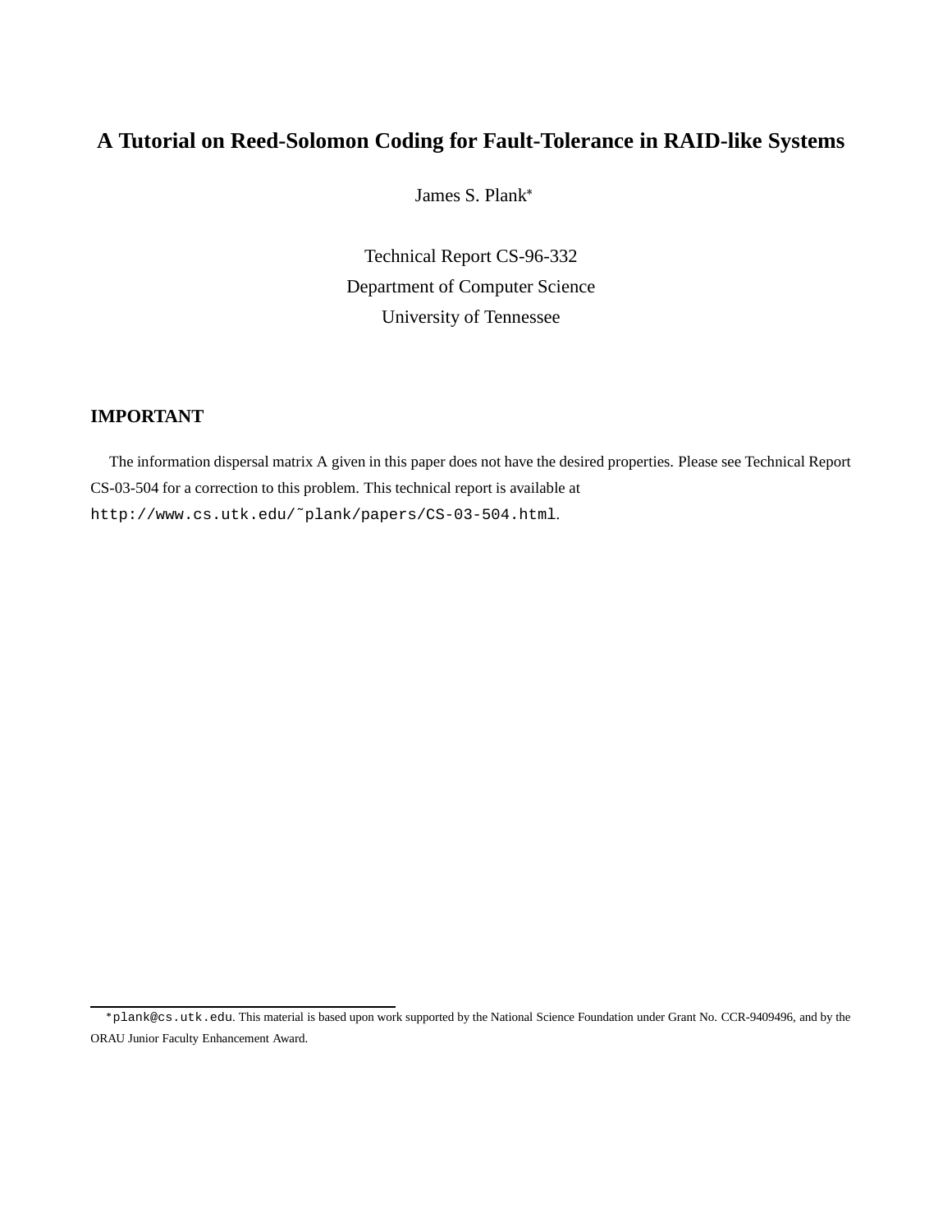# A Tutorial on Reed-Solomon Coding for Fault-Tolerance in RAID-like Systems

James S. Plank*

Technical Report CS-96-332
Department of Computer Science
University of Tennessee

## IMPORTANT

The information dispersal matrix A given in this paper does not have the desired properties. Please see Technical Report CS-03-504 for a correction to this problem. This technical report is available at `http://www.cs.utk.edu/~plank/papers/CS-03-504.html`.

*`plank@cs.utk.edu`. This material is based upon work supported by the National Science Foundation under Grant No. CCR-9409496, and by the ORAU Junior Faculty Enhancement Award.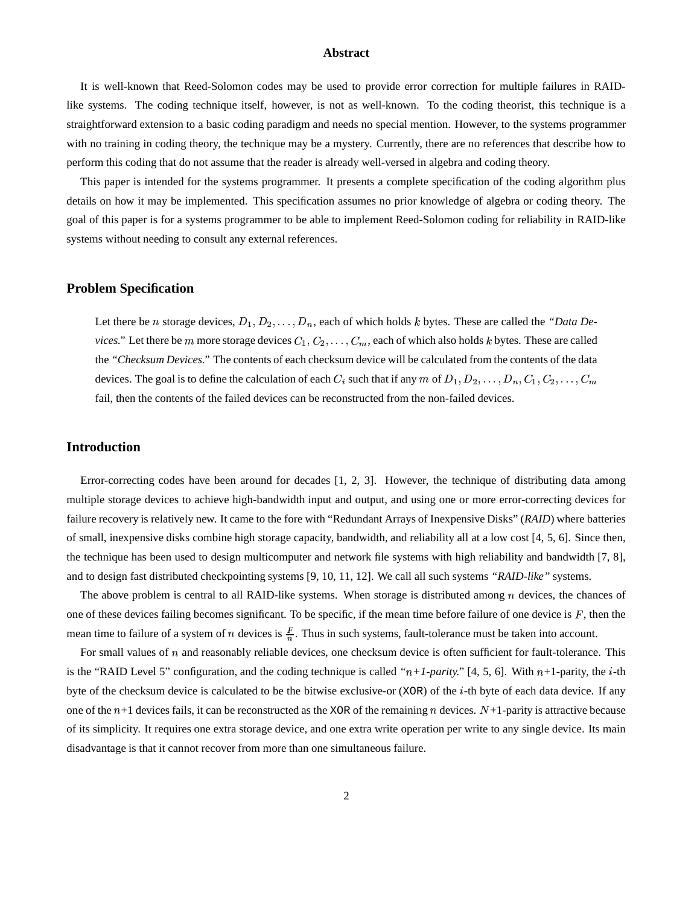## Abstract

It is well-known that Reed-Solomon codes may be used to provide error correction for multiple failures in RAID-like systems. The coding technique itself, however, is not as well-known. To the coding theorist, this technique is a straightforward extension to a basic coding paradigm and needs no special mention. However, to the systems programmer with no training in coding theory, the technique may be a mystery. Currently, there are no references that describe how to perform this coding that do not assume that the reader is already well-versed in algebra and coding theory.

This paper is intended for the systems programmer. It presents a complete specification of the coding algorithm plus details on how it may be implemented. This specification assumes no prior knowledge of algebra or coding theory. The goal of this paper is for a systems programmer to be able to implement Reed-Solomon coding for reliability in RAID-like systems without needing to consult any external references.

## Problem Specification

> Let there be $n$ storage devices, $D_1, D_2, \ldots, D_n$, each of which holds $k$ bytes. These are called the *"Data Devices."* Let there be $m$ more storage devices $C_1, C_2, \ldots, C_m$, each of which also holds $k$ bytes. These are called the *"Checksum Devices."* The contents of each checksum device will be calculated from the contents of the data devices. The goal is to define the calculation of each $C_i$ such that if any $m$ of $D_1, D_2, \ldots, D_n, C_1, C_2, \ldots, C_m$ fail, then the contents of the failed devices can be reconstructed from the non-failed devices.

## Introduction

Error-correcting codes have been around for decades [1, 2, 3]. However, the technique of distributing data among multiple storage devices to achieve high-bandwidth input and output, and using one or more error-correcting devices for failure recovery is relatively new. It came to the fore with "Redundant Arrays of Inexpensive Disks" (*RAID*) where batteries of small, inexpensive disks combine high storage capacity, bandwidth, and reliability all at a low cost [4, 5, 6]. Since then, the technique has been used to design multicomputer and network file systems with high reliability and bandwidth [7, 8], and to design fast distributed checkpointing systems [9, 10, 11, 12]. We call all such systems *"RAID-like"* systems.

The above problem is central to all RAID-like systems. When storage is distributed among $n$ devices, the chances of one of these devices failing becomes significant. To be specific, if the mean time before failure of one device is $F$, then the mean time to failure of a system of $n$ devices is $\frac{F}{n}$. Thus in such systems, fault-tolerance must be taken into account.

For small values of $n$ and reasonably reliable devices, one checksum device is often sufficient for fault-tolerance. This is the "RAID Level 5" configuration, and the coding technique is called *"$n$+1-parity."* [4, 5, 6]. With $n$+1-parity, the $i$-th byte of the checksum device is calculated to be the bitwise exclusive-or (XOR) of the $i$-th byte of each data device. If any one of the $n$+1 devices fails, it can be reconstructed as the XOR of the remaining $n$ devices. $N$+1-parity is attractive because of its simplicity. It requires one extra storage device, and one extra write operation per write to any single device. Its main disadvantage is that it cannot recover from more than one simultaneous failure.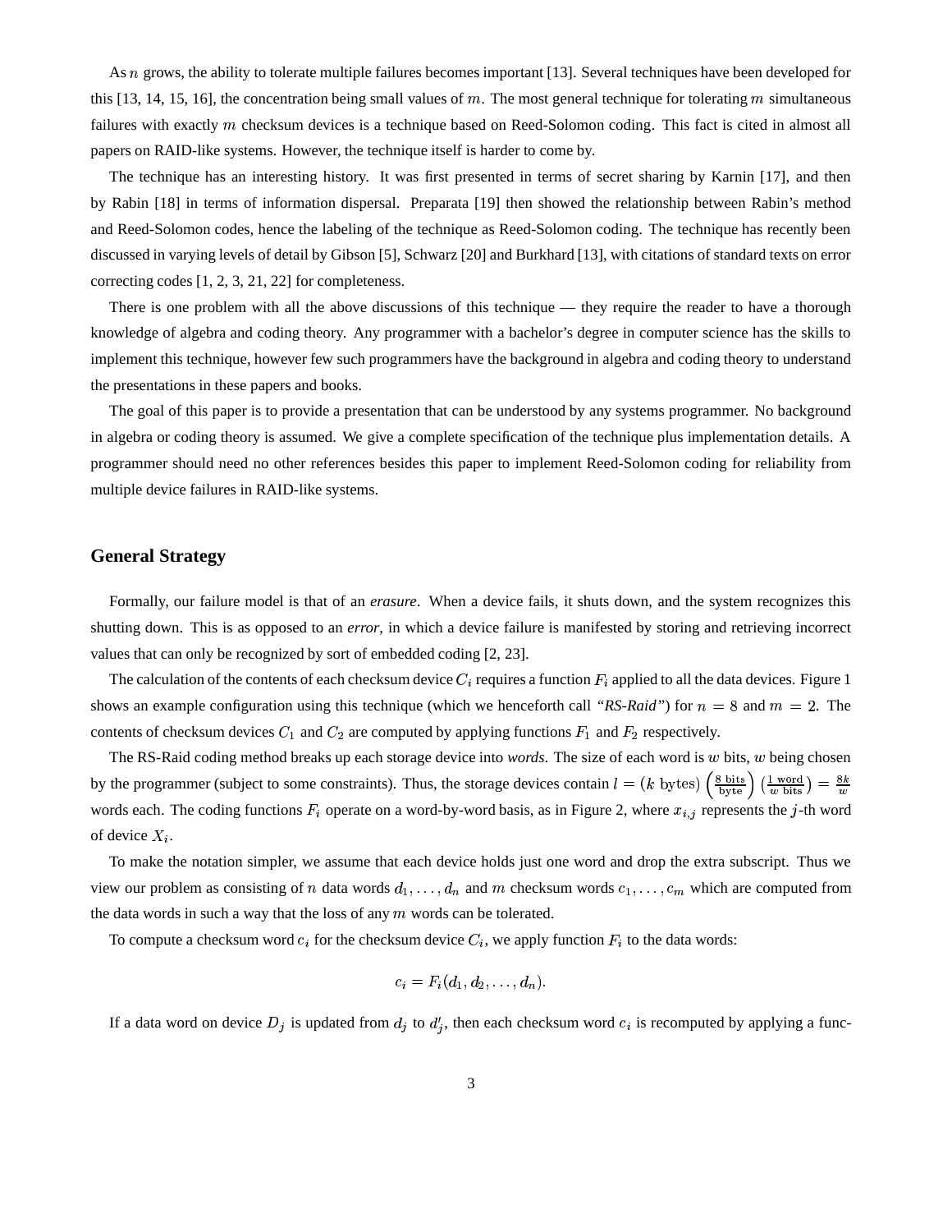As $n$ grows, the ability to tolerate multiple failures becomes important [13]. Several techniques have been developed for this [13, 14, 15, 16], the concentration being small values of $m$. The most general technique for tolerating $m$ simultaneous failures with exactly $m$ checksum devices is a technique based on Reed-Solomon coding. This fact is cited in almost all papers on RAID-like systems. However, the technique itself is harder to come by.

The technique has an interesting history. It was first presented in terms of secret sharing by Karnin [17], and then by Rabin [18] in terms of information dispersal. Preparata [19] then showed the relationship between Rabin's method and Reed-Solomon codes, hence the labeling of the technique as Reed-Solomon coding. The technique has recently been discussed in varying levels of detail by Gibson [5], Schwarz [20] and Burkhard [13], with citations of standard texts on error correcting codes [1, 2, 3, 21, 22] for completeness.

There is one problem with all the above discussions of this technique — they require the reader to have a thorough knowledge of algebra and coding theory. Any programmer with a bachelor's degree in computer science has the skills to implement this technique, however few such programmers have the background in algebra and coding theory to understand the presentations in these papers and books.

The goal of this paper is to provide a presentation that can be understood by any systems programmer. No background in algebra or coding theory is assumed. We give a complete specification of the technique plus implementation details. A programmer should need no other references besides this paper to implement Reed-Solomon coding for reliability from multiple device failures in RAID-like systems.

## General Strategy

Formally, our failure model is that of an *erasure*. When a device fails, it shuts down, and the system recognizes this shutting down. This is as opposed to an *error*, in which a device failure is manifested by storing and retrieving incorrect values that can only be recognized by sort of embedded coding [2, 23].

The calculation of the contents of each checksum device $C_i$ requires a function $F_i$ applied to all the data devices. Figure 1 shows an example configuration using this technique (which we henceforth call *"RS-Raid"*) for $n = 8$ and $m = 2$. The contents of checksum devices $C_1$ and $C_2$ are computed by applying functions $F_1$ and $F_2$ respectively.

The RS-Raid coding method breaks up each storage device into *words*. The size of each word is $w$ bits, $w$ being chosen by the programmer (subject to some constraints). Thus, the storage devices contain $l = (k \text{ bytes})\left(\frac{8 \text{ bits}}{\text{byte}}\right)\left(\frac{1 \text{ word}}{w \text{ bits}}\right) = \frac{8k}{w}$ words each. The coding functions $F_i$ operate on a word-by-word basis, as in Figure 2, where $x_{i,j}$ represents the $j$-th word of device $X_i$.

To make the notation simpler, we assume that each device holds just one word and drop the extra subscript. Thus we view our problem as consisting of $n$ data words $d_1, \ldots, d_n$ and $m$ checksum words $c_1, \ldots, c_m$ which are computed from the data words in such a way that the loss of any $m$ words can be tolerated.

To compute a checksum word $c_i$ for the checksum device $C_i$, we apply function $F_i$ to the data words:

$$c_i = F_i(d_1, d_2, \ldots, d_n).$$

If a data word on device $D_j$ is updated from $d_j$ to $d'_j$, then each checksum word $c_i$ is recomputed by applying a func-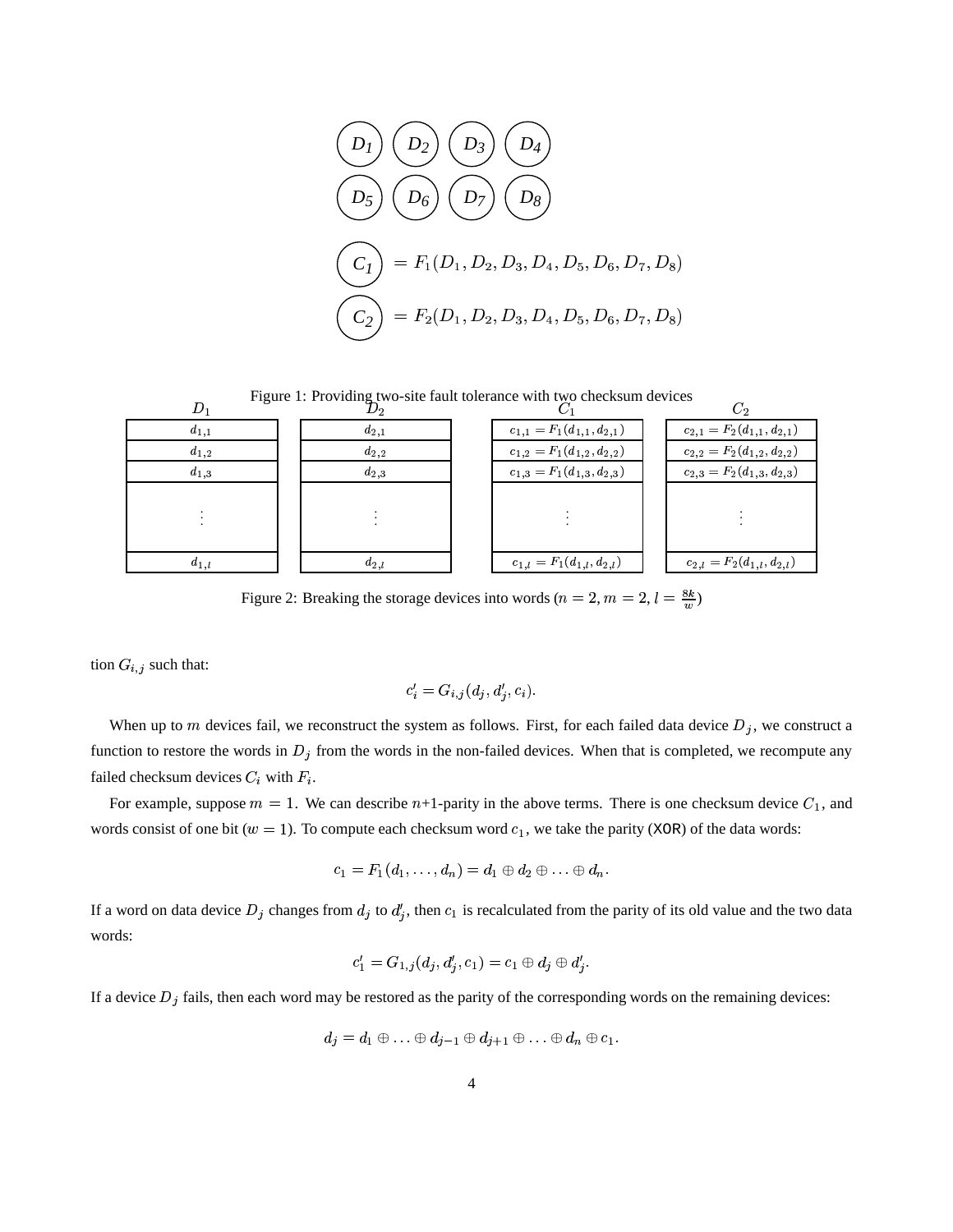$D_1$ $D_2$ $D_3$ $D_4$

$D_5$ $D_6$ $D_7$ $D_8$

$C_1 = F_1(D_1, D_2, D_3, D_4, D_5, D_6, D_7, D_8)$

$C_2 = F_2(D_1, D_2, D_3, D_4, D_5, D_6, D_7, D_8)$

Figure 1: Providing two-site fault tolerance with two checksum devices

| $D_1$ | $D_2$ | $C_1$ | $C_2$ |
|---|---|---|---|
| $d_{1,1}$ | $d_{2,1}$ | $c_{1,1} = F_1(d_{1,1}, d_{2,1})$ | $c_{2,1} = F_2(d_{1,1}, d_{2,1})$ |
| $d_{1,2}$ | $d_{2,2}$ | $c_{1,2} = F_1(d_{1,2}, d_{2,2})$ | $c_{2,2} = F_2(d_{1,2}, d_{2,2})$ |
| $d_{1,3}$ | $d_{2,3}$ | $c_{1,3} = F_1(d_{1,3}, d_{2,3})$ | $c_{2,3} = F_2(d_{1,3}, d_{2,3})$ |
| $\vdots$ | $\vdots$ | $\vdots$ | $\vdots$ |
| $d_{1,l}$ | $d_{2,l}$ | $c_{1,l} = F_1(d_{1,l}, d_{2,l})$ | $c_{2,l} = F_2(d_{1,l}, d_{2,l})$ |

Figure 2: Breaking the storage devices into words ($n = 2, m = 2, l = \frac{8k}{w}$)

tion $G_{i,j}$ such that:

$$c'_i = G_{i,j}(d_j, d'_j, c_i).$$

When up to $m$ devices fail, we reconstruct the system as follows. First, for each failed data device $D_j$, we construct a function to restore the words in $D_j$ from the words in the non-failed devices. When that is completed, we recompute any failed checksum devices $C_i$ with $F_i$.

For example, suppose $m = 1$. We can describe $n$+1-parity in the above terms. There is one checksum device $C_1$, and words consist of one bit ($w = 1$). To compute each checksum word $c_1$, we take the parity (XOR) of the data words:

$$c_1 = F_1(d_1, \ldots, d_n) = d_1 \oplus d_2 \oplus \ldots \oplus d_n.$$

If a word on data device $D_j$ changes from $d_j$ to $d'_j$, then $c_1$ is recalculated from the parity of its old value and the two data words:

$$c'_1 = G_{1,j}(d_j, d'_j, c_1) = c_1 \oplus d_j \oplus d'_j.$$

If a device $D_j$ fails, then each word may be restored as the parity of the corresponding words on the remaining devices:

$$d_j = d_1 \oplus \ldots \oplus d_{j-1} \oplus d_{j+1} \oplus \ldots \oplus d_n \oplus c_1.$$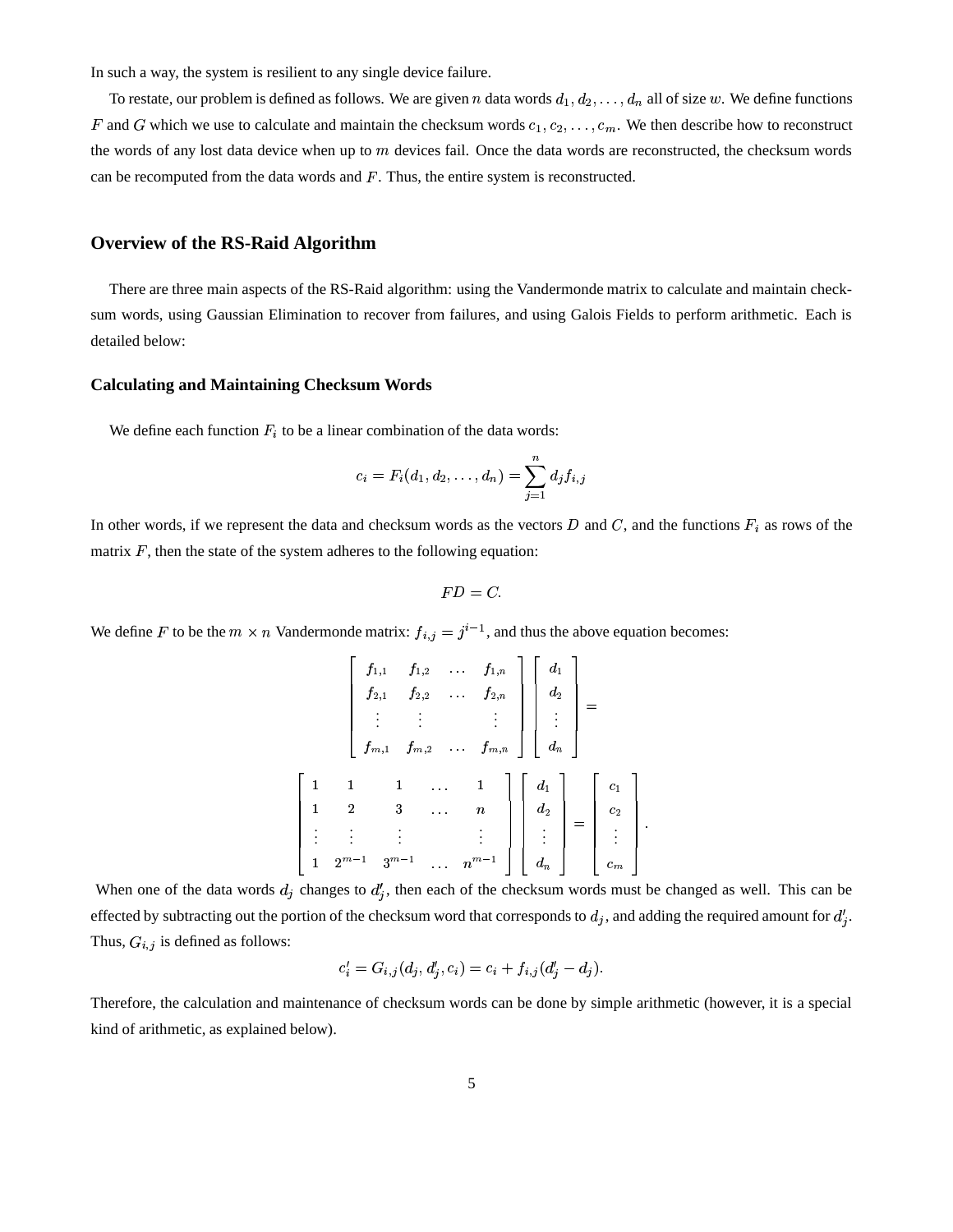In such a way, the system is resilient to any single device failure.

To restate, our problem is defined as follows. We are given $n$ data words $d_1, d_2, \ldots, d_n$ all of size $w$. We define functions $F$ and $G$ which we use to calculate and maintain the checksum words $c_1, c_2, \ldots, c_m$. We then describe how to reconstruct the words of any lost data device when up to $m$ devices fail. Once the data words are reconstructed, the checksum words can be recomputed from the data words and $F$. Thus, the entire system is reconstructed.

## Overview of the RS-Raid Algorithm

There are three main aspects of the RS-Raid algorithm: using the Vandermonde matrix to calculate and maintain checksum words, using Gaussian Elimination to recover from failures, and using Galois Fields to perform arithmetic. Each is detailed below:

### Calculating and Maintaining Checksum Words

We define each function $F_i$ to be a linear combination of the data words:

$$c_i = F_i(d_1, d_2, \ldots, d_n) = \sum_{j=1}^{n} d_j f_{i,j}$$

In other words, if we represent the data and checksum words as the vectors $D$ and $C$, and the functions $F_i$ as rows of the matrix $F$, then the state of the system adheres to the following equation:

$$FD = C.$$

We define $F$ to be the $m \times n$ Vandermonde matrix: $f_{i,j} = j^{i-1}$, and thus the above equation becomes:

$$\begin{bmatrix} f_{1,1} & f_{1,2} & \ldots & f_{1,n} \\ f_{2,1} & f_{2,2} & \ldots & f_{2,n} \\ \vdots & \vdots & & \vdots \\ f_{m,1} & f_{m,2} & \ldots & f_{m,n} \end{bmatrix} \begin{bmatrix} d_1 \\ d_2 \\ \vdots \\ d_n \end{bmatrix} =$$

$$\begin{bmatrix} 1 & 1 & 1 & \ldots & 1 \\ 1 & 2 & 3 & \ldots & n \\ \vdots & \vdots & \vdots & & \vdots \\ 1 & 2^{m-1} & 3^{m-1} & \ldots & n^{m-1} \end{bmatrix} \begin{bmatrix} d_1 \\ d_2 \\ \vdots \\ d_n \end{bmatrix} = \begin{bmatrix} c_1 \\ c_2 \\ \vdots \\ c_m \end{bmatrix}.$$

When one of the data words $d_j$ changes to $d'_j$, then each of the checksum words must be changed as well. This can be effected by subtracting out the portion of the checksum word that corresponds to $d_j$, and adding the required amount for $d'_j$. Thus, $G_{i,j}$ is defined as follows:

$$c'_i = G_{i,j}(d_j, d'_j, c_i) = c_i + f_{i,j}(d'_j - d_j).$$

Therefore, the calculation and maintenance of checksum words can be done by simple arithmetic (however, it is a special kind of arithmetic, as explained below).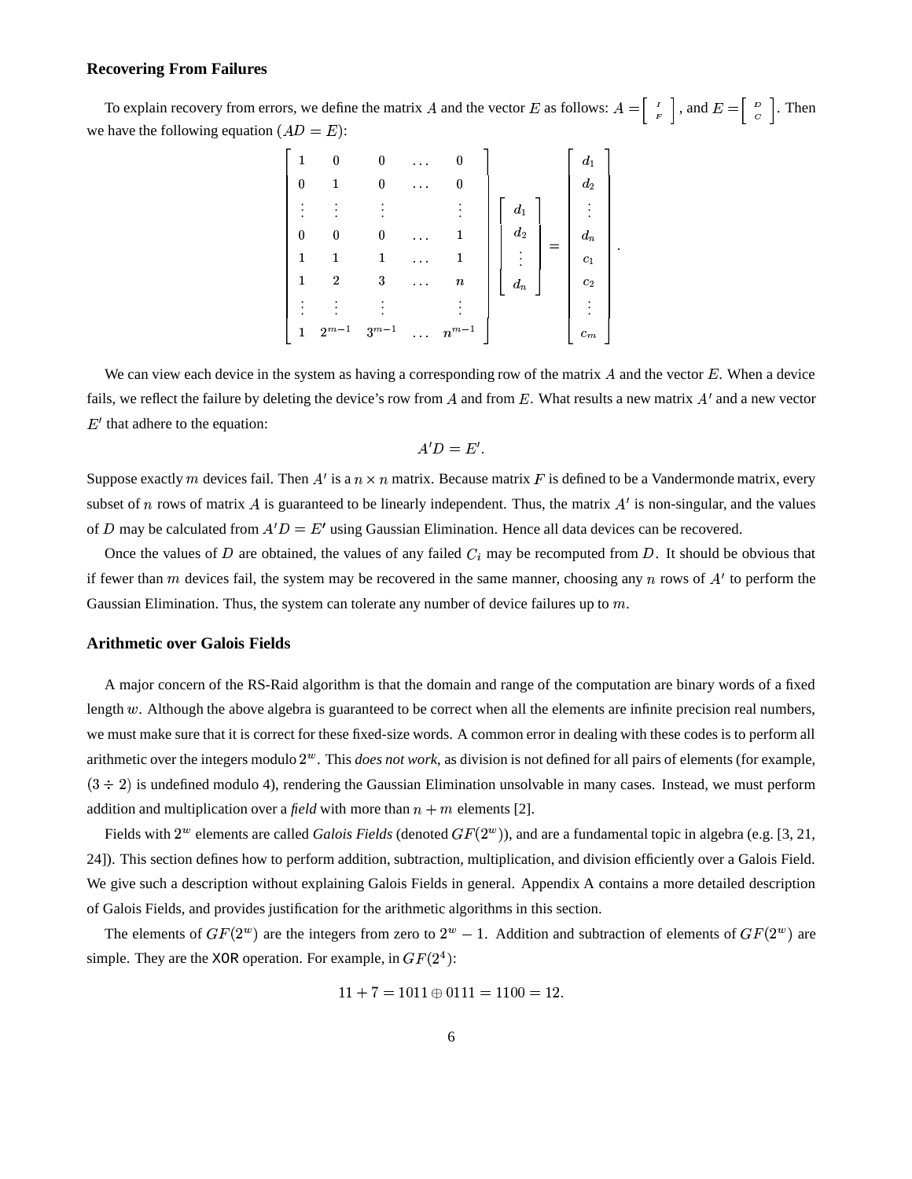### Recovering From Failures

To explain recovery from errors, we define the matrix $A$ and the vector $E$ as follows: $A = \begin{bmatrix} I \\ F \end{bmatrix}$, and $E = \begin{bmatrix} D \\ C \end{bmatrix}$. Then we have the following equation ($AD = E$):

$$
\begin{bmatrix}
1 & 0 & 0 & \dots & 0 \\
0 & 1 & 0 & \dots & 0 \\
\vdots & \vdots & \vdots & & \vdots \\
0 & 0 & 0 & \dots & 1 \\
1 & 1 & 1 & \dots & 1 \\
1 & 2 & 3 & \dots & n \\
\vdots & \vdots & \vdots & & \vdots \\
1 & 2^{m-1} & 3^{m-1} & \dots & n^{m-1}
\end{bmatrix}
\begin{bmatrix}
d_1 \\ d_2 \\ \vdots \\ d_n
\end{bmatrix}
=
\begin{bmatrix}
d_1 \\ d_2 \\ \vdots \\ d_n \\ c_1 \\ c_2 \\ \vdots \\ c_m
\end{bmatrix}.
$$

We can view each device in the system as having a corresponding row of the matrix $A$ and the vector $E$. When a device fails, we reflect the failure by deleting the device's row from $A$ and from $E$. What results a new matrix $A'$ and a new vector $E'$ that adhere to the equation:

$$A'D = E'.$$

Suppose exactly $m$ devices fail. Then $A'$ is a $n \times n$ matrix. Because matrix $F$ is defined to be a Vandermonde matrix, every subset of $n$ rows of matrix $A$ is guaranteed to be linearly independent. Thus, the matrix $A'$ is non-singular, and the values of $D$ may be calculated from $A'D = E'$ using Gaussian Elimination. Hence all data devices can be recovered.

Once the values of $D$ are obtained, the values of any failed $C_i$ may be recomputed from $D$. It should be obvious that if fewer than $m$ devices fail, the system may be recovered in the same manner, choosing any $n$ rows of $A'$ to perform the Gaussian Elimination. Thus, the system can tolerate any number of device failures up to $m$.

### Arithmetic over Galois Fields

A major concern of the RS-Raid algorithm is that the domain and range of the computation are binary words of a fixed length $w$. Although the above algebra is guaranteed to be correct when all the elements are infinite precision real numbers, we must make sure that it is correct for these fixed-size words. A common error in dealing with these codes is to perform all arithmetic over the integers modulo $2^w$. This *does not work*, as division is not defined for all pairs of elements (for example, $(3 \div 2)$ is undefined modulo 4), rendering the Gaussian Elimination unsolvable in many cases. Instead, we must perform addition and multiplication over a *field* with more than $n + m$ elements [2].

Fields with $2^w$ elements are called *Galois Fields* (denoted $GF(2^w)$), and are a fundamental topic in algebra (e.g. [3, 21, 24]). This section defines how to perform addition, subtraction, multiplication, and division efficiently over a Galois Field. We give such a description without explaining Galois Fields in general. Appendix A contains a more detailed description of Galois Fields, and provides justification for the arithmetic algorithms in this section.

The elements of $GF(2^w)$ are the integers from zero to $2^w - 1$. Addition and subtraction of elements of $GF(2^w)$ are simple. They are the XOR operation. For example, in $GF(2^4)$:

$$11 + 7 = 1011 \oplus 0111 = 1100 = 12.$$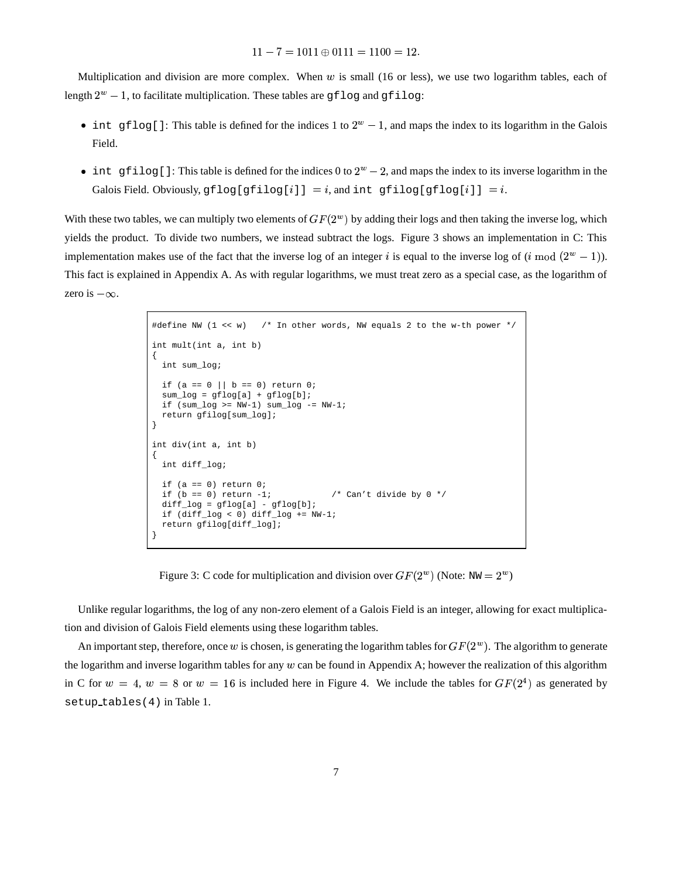$$11 - 7 = 1011 \oplus 0111 = 1100 = 12.$$

Multiplication and division are more complex. When $w$ is small (16 or less), we use two logarithm tables, each of length $2^w - 1$, to facilitate multiplication. These tables are `gflog` and `gfilog`:

- `int gflog[]`: This table is defined for the indices 1 to $2^w - 1$, and maps the index to its logarithm in the Galois Field.
- `int gfilog[]`: This table is defined for the indices 0 to $2^w - 2$, and maps the index to its inverse logarithm in the Galois Field. Obviously, `gflog[gfilog[`$i$`]]` $= i$, and `int gfilog[gflog[`$i$`]]` $= i$.

With these two tables, we can multiply two elements of $GF(2^w)$ by adding their logs and then taking the inverse log, which yields the product. To divide two numbers, we instead subtract the logs. Figure 3 shows an implementation in C: This implementation makes use of the fact that the inverse log of an integer $i$ is equal to the inverse log of $(i \bmod (2^w - 1))$. This fact is explained in Appendix A. As with regular logarithms, we must treat zero as a special case, as the logarithm of zero is $-\infty$.

```
#define NW (1 << w)   /* In other words, NW equals 2 to the w-th power */

int mult(int a, int b)
{
  int sum_log;

  if (a == 0 || b == 0) return 0;
  sum_log = gflog[a] + gflog[b];
  if (sum_log >= NW-1) sum_log -= NW-1;
  return gfilog[sum_log];
}

int div(int a, int b)
{
  int diff_log;

  if (a == 0) return 0;
  if (b == 0) return -1;            /* Can't divide by 0 */
  diff_log = gflog[a] - gflog[b];
  if (diff_log < 0) diff_log += NW-1;
  return gfilog[diff_log];
}
```

Figure 3: C code for multiplication and division over $GF(2^w)$ (Note: $\mathtt{NW} = 2^w$)

Unlike regular logarithms, the log of any non-zero element of a Galois Field is an integer, allowing for exact multiplication and division of Galois Field elements using these logarithm tables.

An important step, therefore, once $w$ is chosen, is generating the logarithm tables for $GF(2^w)$. The algorithm to generate the logarithm and inverse logarithm tables for any $w$ can be found in Appendix A; however the realization of this algorithm in C for $w = 4$, $w = 8$ or $w = 16$ is included here in Figure 4. We include the tables for $GF(2^4)$ as generated by `setup_tables(4)` in Table 1.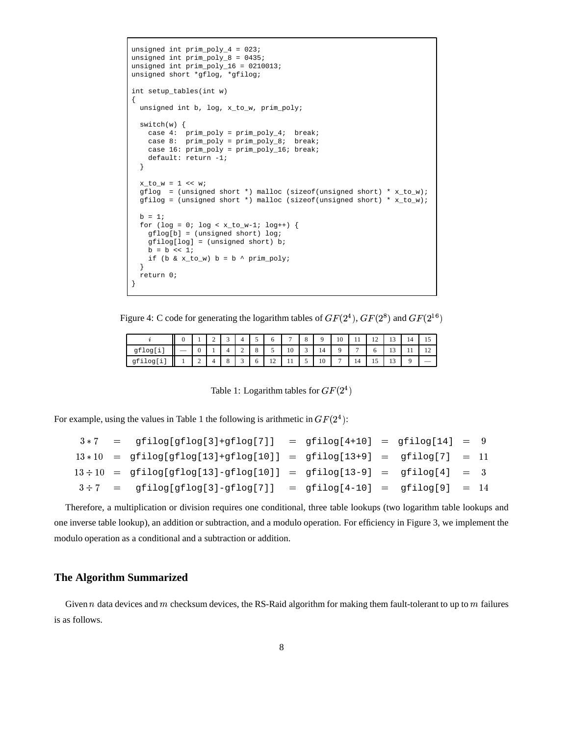```
unsigned int prim_poly_4 = 023;
unsigned int prim_poly_8 = 0435;
unsigned int prim_poly_16 = 0210013;
unsigned short *gflog, *gfilog;

int setup_tables(int w)
{
  unsigned int b, log, x_to_w, prim_poly;

  switch(w) {
    case 4:  prim_poly = prim_poly_4;  break;
    case 8:  prim_poly = prim_poly_8;  break;
    case 16: prim_poly = prim_poly_16; break;
    default: return -1;
  }

  x_to_w = 1 << w;
  gflog  = (unsigned short *) malloc (sizeof(unsigned short) * x_to_w);
  gfilog = (unsigned short *) malloc (sizeof(unsigned short) * x_to_w);

  b = 1;
  for (log = 0; log < x_to_w-1; log++) {
    gflog[b] = (unsigned short) log;
    gfilog[log] = (unsigned short) b;
    b = b << 1;
    if (b & x_to_w) b = b ^ prim_poly;
  }
  return 0;
}
```

Figure 4: C code for generating the logarithm tables of $GF(2^4)$, $GF(2^8)$ and $GF(2^{16})$

| $i$ | 0 | 1 | 2 | 3 | 4 | 5 | 6 | 7 | 8 | 9 | 10 | 11 | 12 | 13 | 14 | 15 |
|---|---|---|---|---|---|---|---|---|---|---|---|---|---|---|---|---|
| gflog[i] | — | 0 | 1 | 4 | 2 | 8 | 5 | 10 | 3 | 14 | 9 | 7 | 6 | 13 | 11 | 12 |
| gfilog[i] | 1 | 2 | 4 | 8 | 3 | 6 | 12 | 11 | 5 | 10 | 7 | 14 | 15 | 13 | 9 | — |

Table 1: Logarithm tables for $GF(2^4)$

For example, using the values in Table 1 the following is arithmetic in $GF(2^4)$:

$$3 * 7 = \texttt{gfilog[gflog[3]+gflog[7]]} = \texttt{gfilog[4+10]} = \texttt{gfilog[14]} = 9$$

$$13 * 10 = \texttt{gfilog[gflog[13]+gflog[10]]} = \texttt{gfilog[13+9]} = \texttt{gfilog[7]} = 11$$

$$13 \div 10 = \texttt{gfilog[gflog[13]-gflog[10]]} = \texttt{gfilog[13-9]} = \texttt{gfilog[4]} = 3$$

$$3 \div 7 = \texttt{gfilog[gflog[3]-gflog[7]]} = \texttt{gfilog[4-10]} = \texttt{gfilog[9]} = 14$$

Therefore, a multiplication or division requires one conditional, three table lookups (two logarithm table lookups and one inverse table lookup), an addition or subtraction, and a modulo operation. For efficiency in Figure 3, we implement the modulo operation as a conditional and a subtraction or addition.

## The Algorithm Summarized

Given $n$ data devices and $m$ checksum devices, the RS-Raid algorithm for making them fault-tolerant to up to $m$ failures is as follows.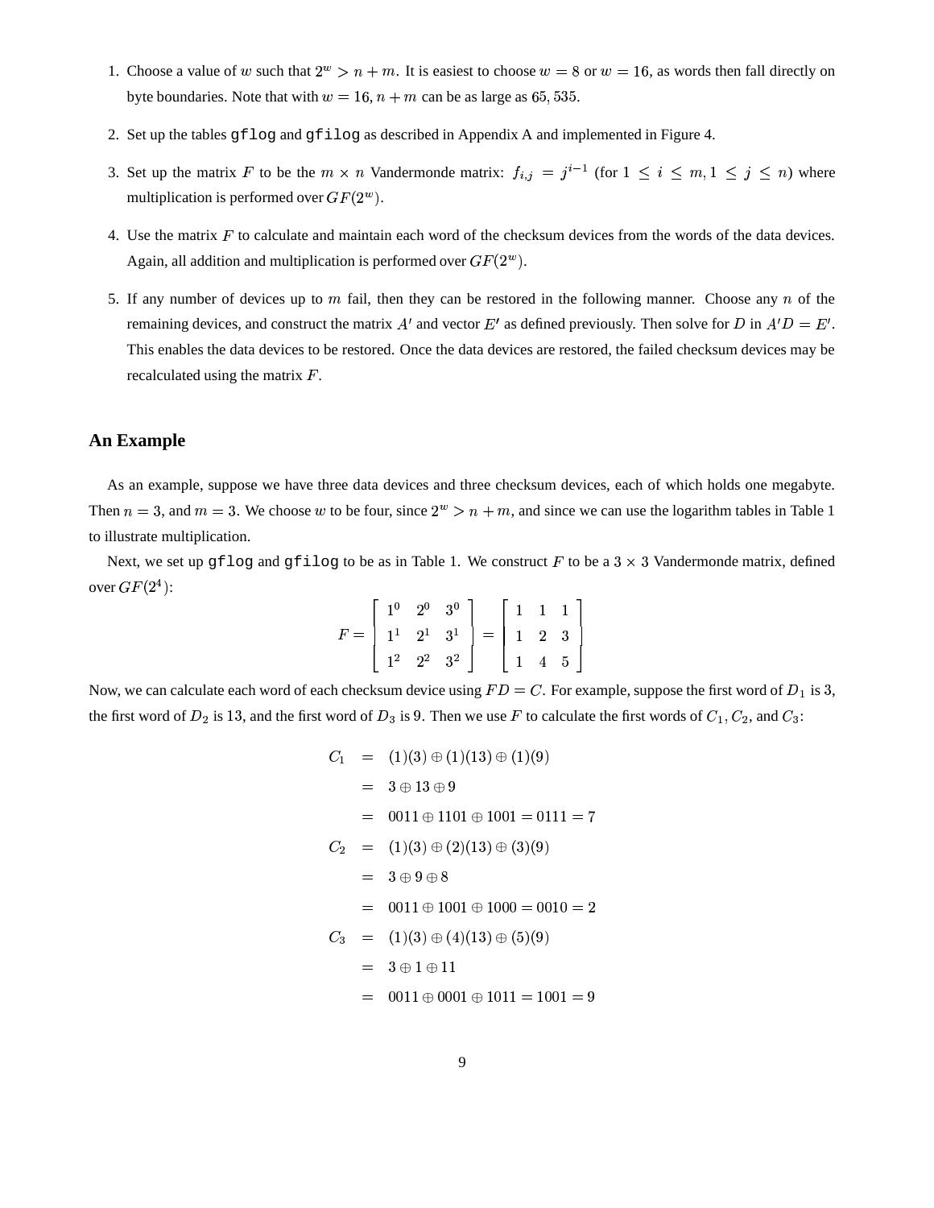1. Choose a value of $w$ such that $2^w > n + m$. It is easiest to choose $w = 8$ or $w = 16$, as words then fall directly on byte boundaries. Note that with $w = 16$, $n + m$ can be as large as $65,535$.

2. Set up the tables `gflog` and `gfilog` as described in Appendix A and implemented in Figure 4.

3. Set up the matrix $F$ to be the $m \times n$ Vandermonde matrix: $f_{i,j} = j^{i-1}$ (for $1 \le i \le m, 1 \le j \le n$) where multiplication is performed over $GF(2^w)$.

4. Use the matrix $F$ to calculate and maintain each word of the checksum devices from the words of the data devices. Again, all addition and multiplication is performed over $GF(2^w)$.

5. If any number of devices up to $m$ fail, then they can be restored in the following manner. Choose any $n$ of the remaining devices, and construct the matrix $A'$ and vector $E'$ as defined previously. Then solve for $D$ in $A'D = E'$. This enables the data devices to be restored. Once the data devices are restored, the failed checksum devices may be recalculated using the matrix $F$.

## An Example

As an example, suppose we have three data devices and three checksum devices, each of which holds one megabyte. Then $n = 3$, and $m = 3$. We choose $w$ to be four, since $2^w > n + m$, and since we can use the logarithm tables in Table 1 to illustrate multiplication.

Next, we set up `gflog` and `gfilog` to be as in Table 1. We construct $F$ to be a $3 \times 3$ Vandermonde matrix, defined over $GF(2^4)$:

$$F = \begin{bmatrix} 1^0 & 2^0 & 3^0 \\ 1^1 & 2^1 & 3^1 \\ 1^2 & 2^2 & 3^2 \end{bmatrix} = \begin{bmatrix} 1 & 1 & 1 \\ 1 & 2 & 3 \\ 1 & 4 & 5 \end{bmatrix}$$

Now, we can calculate each word of each checksum device using $FD = C$. For example, suppose the first word of $D_1$ is 3, the first word of $D_2$ is 13, and the first word of $D_3$ is 9. Then we use $F$ to calculate the first words of $C_1, C_2$, and $C_3$:

$$\begin{aligned}
C_1 &= (1)(3) \oplus (1)(13) \oplus (1)(9) \\
&= 3 \oplus 13 \oplus 9 \\
&= 0011 \oplus 1101 \oplus 1001 = 0111 = 7 \\
C_2 &= (1)(3) \oplus (2)(13) \oplus (3)(9) \\
&= 3 \oplus 9 \oplus 8 \\
&= 0011 \oplus 1001 \oplus 1000 = 0010 = 2 \\
C_3 &= (1)(3) \oplus (4)(13) \oplus (5)(9) \\
&= 3 \oplus 1 \oplus 11 \\
&= 0011 \oplus 0001 \oplus 1011 = 1001 = 9
\end{aligned}$$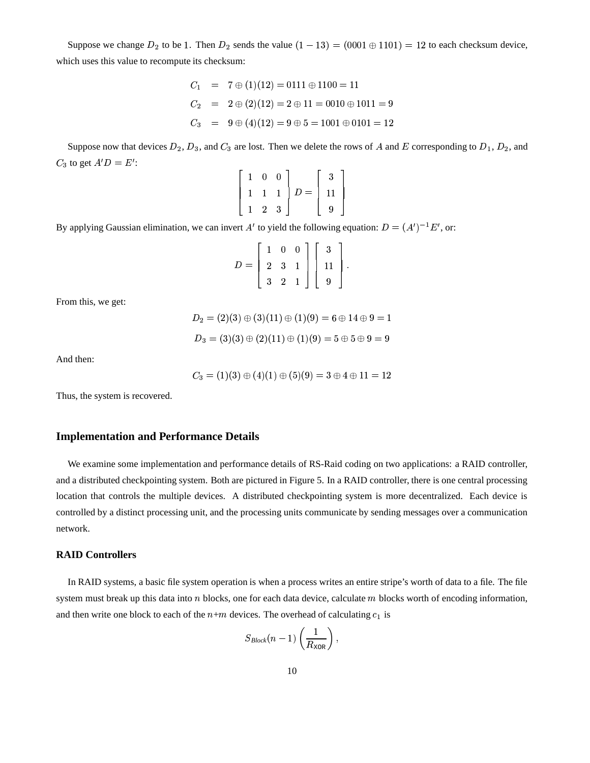Suppose we change $D_2$ to be 1. Then $D_2$ sends the value $(1 - 13) = (0001 \oplus 1101) = 12$ to each checksum device, which uses this value to recompute its checksum:

$$
\begin{aligned}
C_1 &= 7 \oplus (1)(12) = 0111 \oplus 1100 = 11 \\
C_2 &= 2 \oplus (2)(12) = 2 \oplus 11 = 0010 \oplus 1011 = 9 \\
C_3 &= 9 \oplus (4)(12) = 9 \oplus 5 = 1001 \oplus 0101 = 12
\end{aligned}
$$

Suppose now that devices $D_2$, $D_3$, and $C_3$ are lost. Then we delete the rows of $A$ and $E$ corresponding to $D_1$, $D_2$, and $C_3$ to get $A'D = E'$:

$$
\begin{bmatrix} 1 & 0 & 0 \\ 1 & 1 & 1 \\ 1 & 2 & 3 \end{bmatrix} D = \begin{bmatrix} 3 \\ 11 \\ 9 \end{bmatrix}
$$

By applying Gaussian elimination, we can invert $A'$ to yield the following equation: $D = (A')^{-1}E'$, or:

$$
D = \begin{bmatrix} 1 & 0 & 0 \\ 2 & 3 & 1 \\ 3 & 2 & 1 \end{bmatrix} \begin{bmatrix} 3 \\ 11 \\ 9 \end{bmatrix}.
$$

From this, we get:

$$
D_2 = (2)(3) \oplus (3)(11) \oplus (1)(9) = 6 \oplus 14 \oplus 9 = 1
$$

$$
D_3 = (3)(3) \oplus (2)(11) \oplus (1)(9) = 5 \oplus 5 \oplus 9 = 9
$$

And then:

$$
C_3 = (1)(3) \oplus (4)(1) \oplus (5)(9) = 3 \oplus 4 \oplus 11 = 12
$$

Thus, the system is recovered.

## Implementation and Performance Details

We examine some implementation and performance details of RS-Raid coding on two applications: a RAID controller, and a distributed checkpointing system. Both are pictured in Figure 5. In a RAID controller, there is one central processing location that controls the multiple devices. A distributed checkpointing system is more decentralized. Each device is controlled by a distinct processing unit, and the processing units communicate by sending messages over a communication network.

### RAID Controllers

In RAID systems, a basic file system operation is when a process writes an entire stripe's worth of data to a file. The file system must break up this data into $n$ blocks, one for each data device, calculate $m$ blocks worth of encoding information, and then write one block to each of the $n$+$m$ devices. The overhead of calculating $c_1$ is

$$
S_{Block}(n-1)\left(\frac{1}{R_{\mathsf{XOR}}}\right),
$$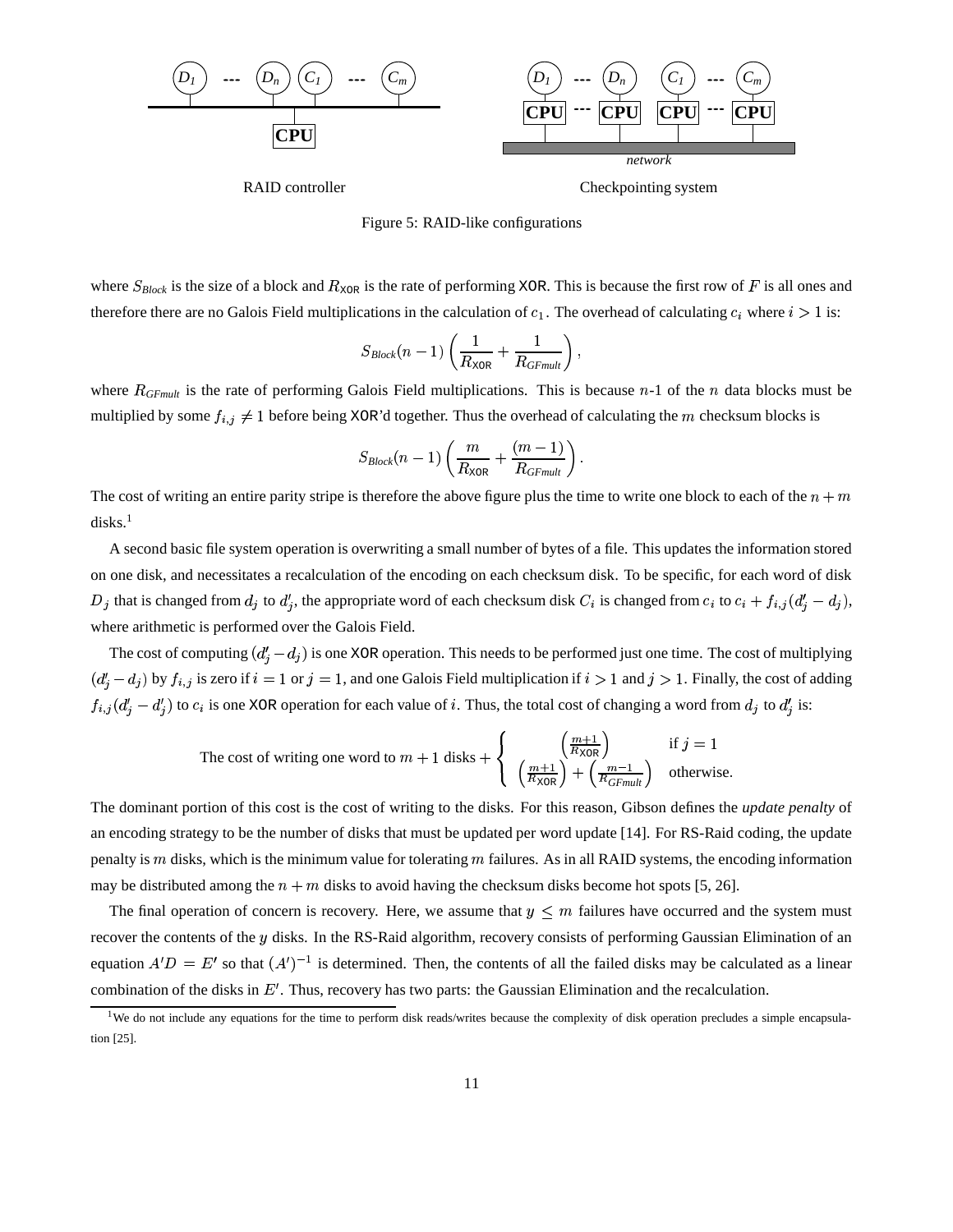RAID controller                Checkpointing system

Figure 5: RAID-like configurations

where $S_{Block}$ is the size of a block and $R_{\mathsf{XOR}}$ is the rate of performing XOR. This is because the first row of $F$ is all ones and therefore there are no Galois Field multiplications in the calculation of $c_1$. The overhead of calculating $c_i$ where $i > 1$ is:

$$S_{Block}(n-1)\left(\frac{1}{R_{\mathsf{XOR}}} + \frac{1}{R_{GFmult}}\right),$$

where $R_{GFmult}$ is the rate of performing Galois Field multiplications. This is because $n$-1 of the $n$ data blocks must be multiplied by some $f_{i,j} \neq 1$ before being XOR'd together. Thus the overhead of calculating the $m$ checksum blocks is

$$S_{Block}(n-1)\left(\frac{m}{R_{\mathsf{XOR}}} + \frac{(m-1)}{R_{GFmult}}\right).$$

The cost of writing an entire parity stripe is therefore the above figure plus the time to write one block to each of the $n+m$ disks.[1]

A second basic file system operation is overwriting a small number of bytes of a file. This updates the information stored on one disk, and necessitates a recalculation of the encoding on each checksum disk. To be specific, for each word of disk $D_j$ that is changed from $d_j$ to $d_j'$, the appropriate word of each checksum disk $C_i$ is changed from $c_i$ to $c_i + f_{i,j}(d_j' - d_j)$, where arithmetic is performed over the Galois Field.

The cost of computing $(d_j' - d_j)$ is one XOR operation. This needs to be performed just one time. The cost of multiplying $(d_j' - d_j)$ by $f_{i,j}$ is zero if $i = 1$ or $j = 1$, and one Galois Field multiplication if $i > 1$ and $j > 1$. Finally, the cost of adding $f_{i,j}(d_j' - d_j')$ to $c_i$ is one XOR operation for each value of $i$. Thus, the total cost of changing a word from $d_j$ to $d_j'$ is:

$$\text{The cost of writing one word to } m+1 \text{ disks} + \begin{cases} \left(\frac{m+1}{R_{\mathsf{XOR}}}\right) & \text{if } j = 1 \\ \left(\frac{m+1}{R_{\mathsf{XOR}}}\right) + \left(\frac{m-1}{R_{GFmult}}\right) & \text{otherwise.} \end{cases}$$

The dominant portion of this cost is the cost of writing to the disks. For this reason, Gibson defines the *update penalty* of an encoding strategy to be the number of disks that must be updated per word update [14]. For RS-Raid coding, the update penalty is $m$ disks, which is the minimum value for tolerating $m$ failures. As in all RAID systems, the encoding information may be distributed among the $n+m$ disks to avoid having the checksum disks become hot spots [5, 26].

The final operation of concern is recovery. Here, we assume that $y \leq m$ failures have occurred and the system must recover the contents of the $y$ disks. In the RS-Raid algorithm, recovery consists of performing Gaussian Elimination of an equation $A'D = E'$ so that $(A')^{-1}$ is determined. Then, the contents of all the failed disks may be calculated as a linear combination of the disks in $E'$. Thus, recovery has two parts: the Gaussian Elimination and the recalculation.

[1] We do not include any equations for the time to perform disk reads/writes because the complexity of disk operation precludes a simple encapsulation [25].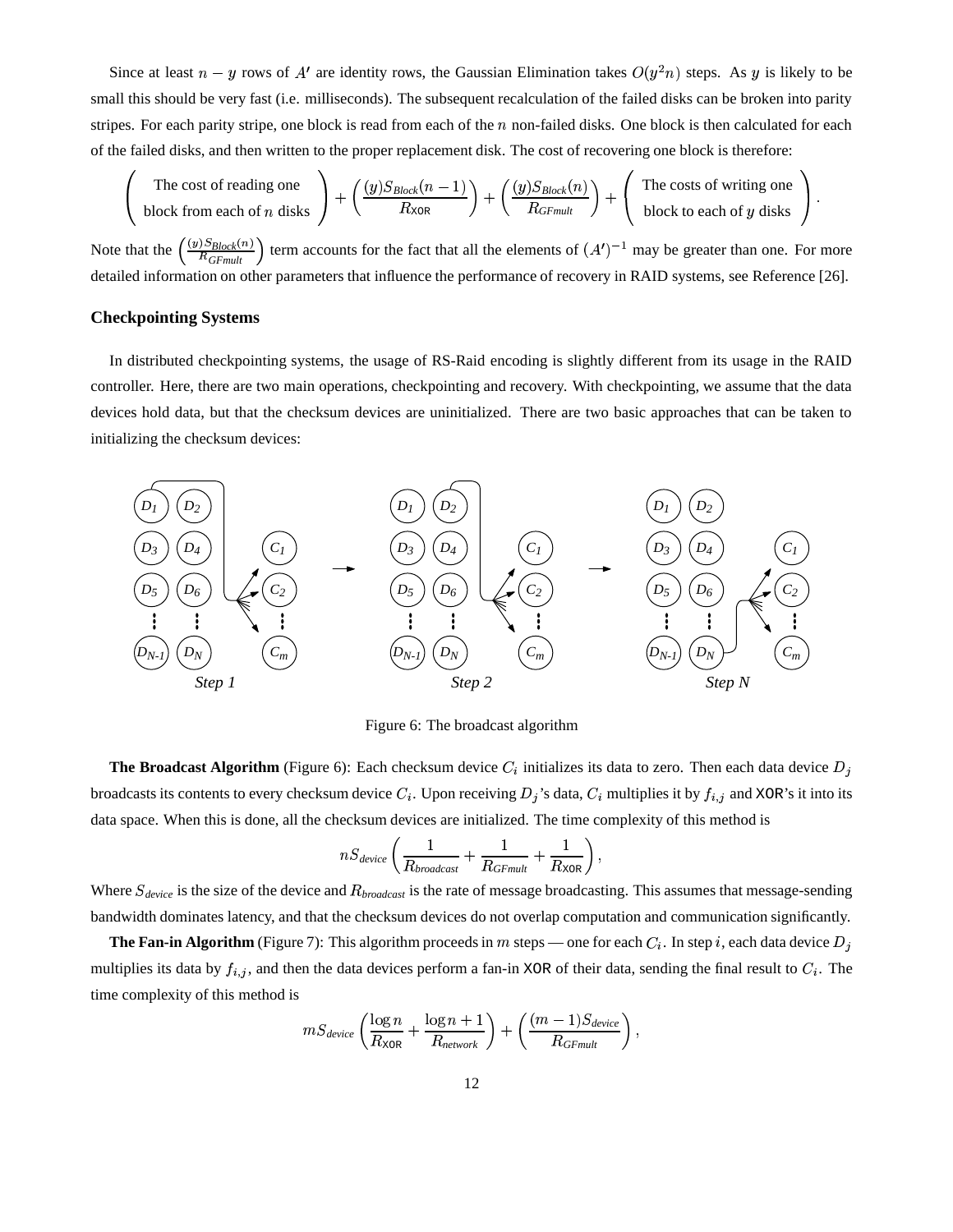Since at least $n - y$ rows of $A'$ are identity rows, the Gaussian Elimination takes $O(y^2 n)$ steps. As $y$ is likely to be small this should be very fast (i.e. milliseconds). The subsequent recalculation of the failed disks can be broken into parity stripes. For each parity stripe, one block is read from each of the $n$ non-failed disks. One block is then calculated for each of the failed disks, and then written to the proper replacement disk. The cost of recovering one block is therefore:

$$\left(\begin{array}{c}\text{The cost of reading one}\\ \text{block from each of } n \text{ disks}\end{array}\right) + \left(\frac{(y)S_{Block}(n-1)}{R_{\mathsf{XOR}}}\right) + \left(\frac{(y)S_{Block}(n)}{R_{GFmult}}\right) + \left(\begin{array}{c}\text{The costs of writing one}\\ \text{block to each of } y \text{ disks}\end{array}\right).$$

Note that the $\left(\frac{(y)S_{Block}(n)}{R_{GFmult}}\right)$ term accounts for the fact that all the elements of $(A')^{-1}$ may be greater than one. For more detailed information on other parameters that influence the performance of recovery in RAID systems, see Reference [26].

### Checkpointing Systems

In distributed checkpointing systems, the usage of RS-Raid encoding is slightly different from its usage in the RAID controller. Here, there are two main operations, checkpointing and recovery. With checkpointing, we assume that the data devices hold data, but that the checksum devices are uninitialized. There are two basic approaches that can be taken to initializing the checksum devices:

Figure 6: The broadcast algorithm

**The Broadcast Algorithm** (Figure 6): Each checksum device $C_i$ initializes its data to zero. Then each data device $D_j$ broadcasts its contents to every checksum device $C_i$. Upon receiving $D_j$'s data, $C_i$ multiplies it by $f_{i,j}$ and XOR's it into its data space. When this is done, all the checksum devices are initialized. The time complexity of this method is

$$nS_{device}\left(\frac{1}{R_{broadcast}} + \frac{1}{R_{GFmult}} + \frac{1}{R_{\mathsf{XOR}}}\right),$$

Where $S_{device}$ is the size of the device and $R_{broadcast}$ is the rate of message broadcasting. This assumes that message-sending bandwidth dominates latency, and that the checksum devices do not overlap computation and communication significantly.

**The Fan-in Algorithm** (Figure 7): This algorithm proceeds in $m$ steps — one for each $C_i$. In step $i$, each data device $D_j$ multiplies its data by $f_{i,j}$, and then the data devices perform a fan-in XOR of their data, sending the final result to $C_i$. The time complexity of this method is

$$mS_{device}\left(\frac{\log n}{R_{\mathsf{XOR}}} + \frac{\log n + 1}{R_{network}}\right) + \left(\frac{(m-1)S_{device}}{R_{GFmult}}\right),$$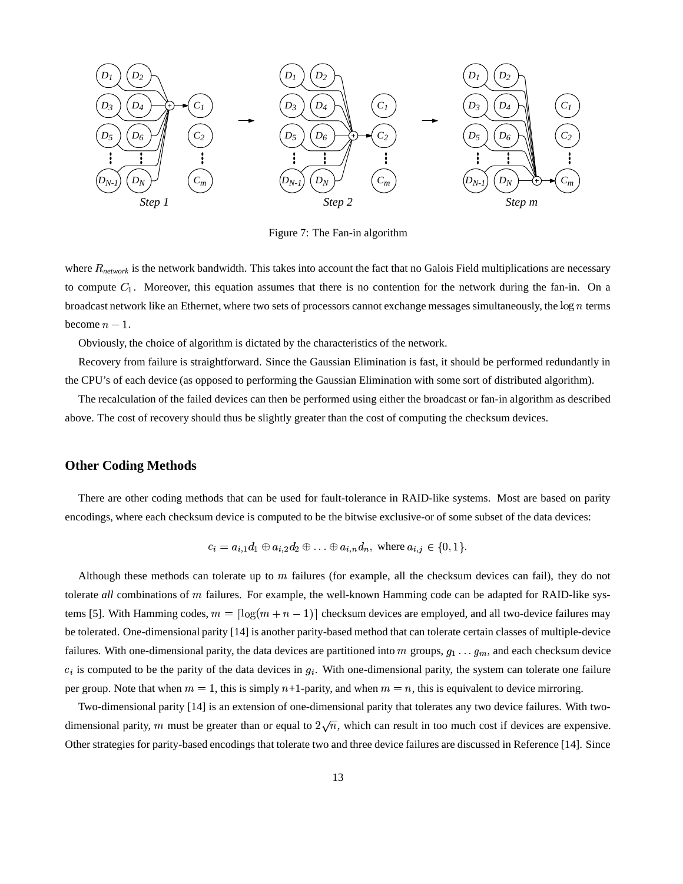Figure 7: The Fan-in algorithm

where $R_{network}$ is the network bandwidth. This takes into account the fact that no Galois Field multiplications are necessary to compute $C_1$. Moreover, this equation assumes that there is no contention for the network during the fan-in. On a broadcast network like an Ethernet, where two sets of processors cannot exchange messages simultaneously, the $\log n$ terms become $n-1$.

Obviously, the choice of algorithm is dictated by the characteristics of the network.

Recovery from failure is straightforward. Since the Gaussian Elimination is fast, it should be performed redundantly in the CPU's of each device (as opposed to performing the Gaussian Elimination with some sort of distributed algorithm).

The recalculation of the failed devices can then be performed using either the broadcast or fan-in algorithm as described above. The cost of recovery should thus be slightly greater than the cost of computing the checksum devices.

## Other Coding Methods

There are other coding methods that can be used for fault-tolerance in RAID-like systems. Most are based on parity encodings, where each checksum device is computed to be the bitwise exclusive-or of some subset of the data devices:

$$c_i = a_{i,1}d_1 \oplus a_{i,2}d_2 \oplus \ldots \oplus a_{i,n}d_n, \text{ where } a_{i,j} \in \{0, 1\}.$$

Although these methods can tolerate up to $m$ failures (for example, all the checksum devices can fail), they do not tolerate *all* combinations of $m$ failures. For example, the well-known Hamming code can be adapted for RAID-like systems [5]. With Hamming codes, $m = \lceil \log(m + n - 1) \rceil$ checksum devices are employed, and all two-device failures may be tolerated. One-dimensional parity [14] is another parity-based method that can tolerate certain classes of multiple-device failures. With one-dimensional parity, the data devices are partitioned into $m$ groups, $g_1 \ldots g_m$, and each checksum device $c_i$ is computed to be the parity of the data devices in $g_i$. With one-dimensional parity, the system can tolerate one failure per group. Note that when $m = 1$, this is simply $n$+1-parity, and when $m = n$, this is equivalent to device mirroring.

Two-dimensional parity [14] is an extension of one-dimensional parity that tolerates any two device failures. With two-dimensional parity, $m$ must be greater than or equal to $2\sqrt{n}$, which can result in too much cost if devices are expensive. Other strategies for parity-based encodings that tolerate two and three device failures are discussed in Reference [14]. Since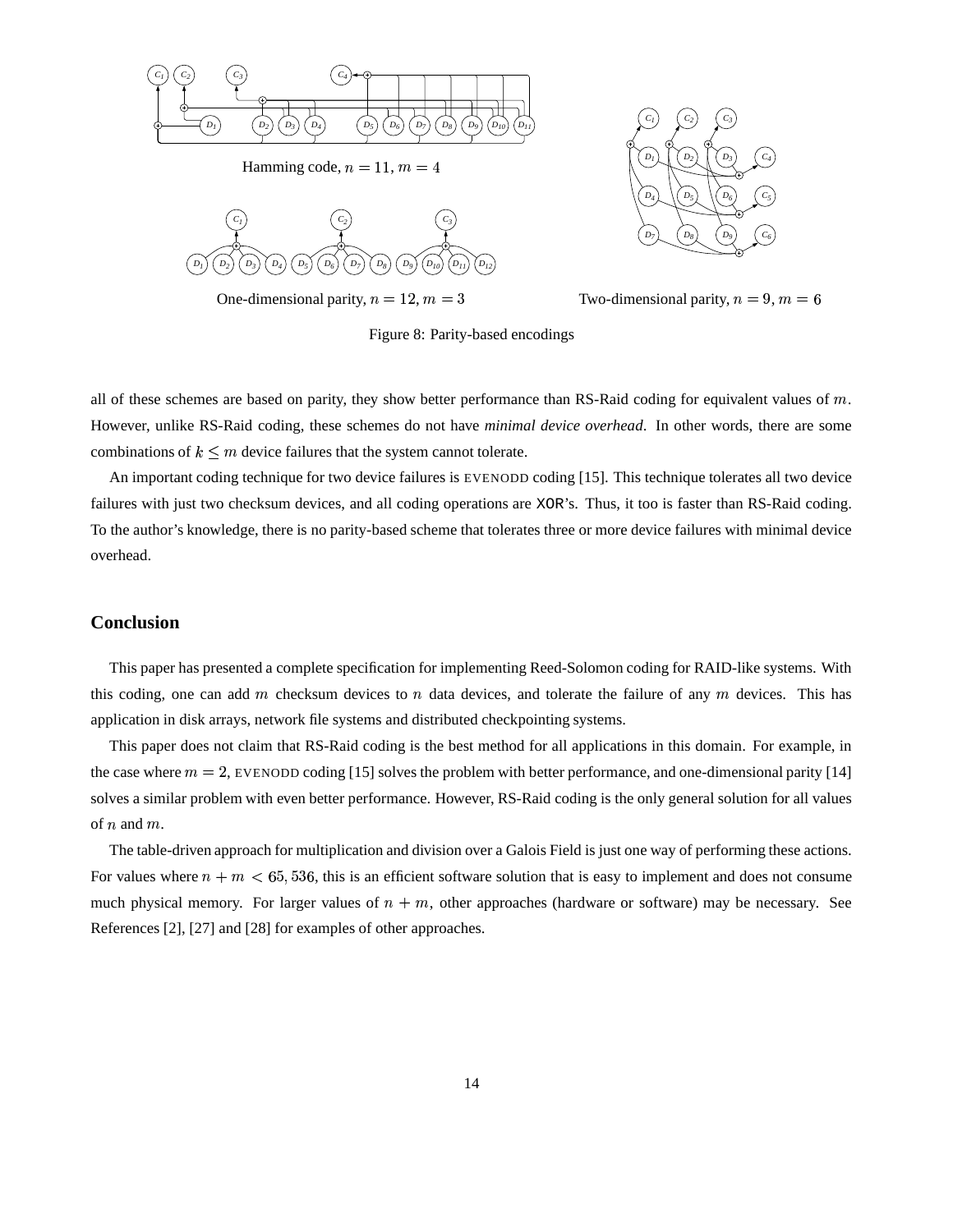Hamming code, $n = 11$, $m = 4$

One-dimensional parity, $n = 12$, $m = 3$

Two-dimensional parity, $n = 9$, $m = 6$

Figure 8: Parity-based encodings

all of these schemes are based on parity, they show better performance than RS-Raid coding for equivalent values of $m$. However, unlike RS-Raid coding, these schemes do not have *minimal device overhead*. In other words, there are some combinations of $k \leq m$ device failures that the system cannot tolerate.

An important coding technique for two device failures is EVENODD coding [15]. This technique tolerates all two device failures with just two checksum devices, and all coding operations are XOR's. Thus, it too is faster than RS-Raid coding. To the author's knowledge, there is no parity-based scheme that tolerates three or more device failures with minimal device overhead.

## Conclusion

This paper has presented a complete specification for implementing Reed-Solomon coding for RAID-like systems. With this coding, one can add $m$ checksum devices to $n$ data devices, and tolerate the failure of any $m$ devices. This has application in disk arrays, network file systems and distributed checkpointing systems.

This paper does not claim that RS-Raid coding is the best method for all applications in this domain. For example, in the case where $m = 2$, EVENODD coding [15] solves the problem with better performance, and one-dimensional parity [14] solves a similar problem with even better performance. However, RS-Raid coding is the only general solution for all values of $n$ and $m$.

The table-driven approach for multiplication and division over a Galois Field is just one way of performing these actions. For values where $n + m < 65,536$, this is an efficient software solution that is easy to implement and does not consume much physical memory. For larger values of $n + m$, other approaches (hardware or software) may be necessary. See References [2], [27] and [28] for examples of other approaches.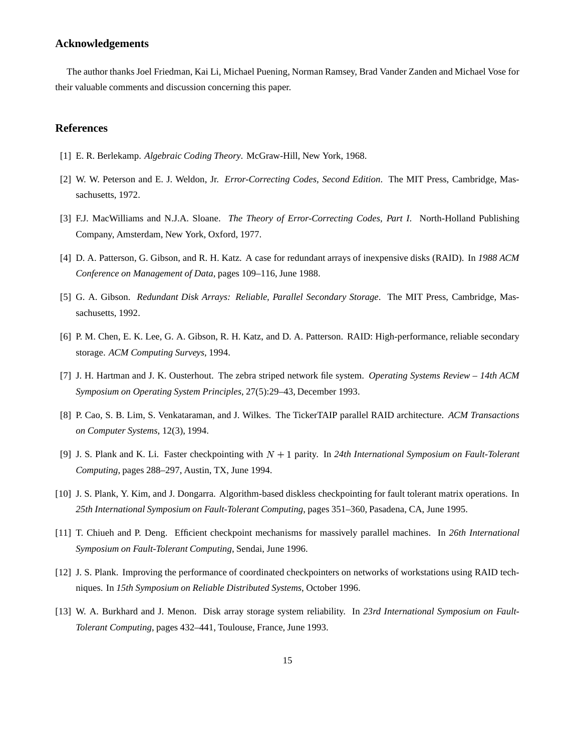## Acknowledgements

The author thanks Joel Friedman, Kai Li, Michael Puening, Norman Ramsey, Brad Vander Zanden and Michael Vose for their valuable comments and discussion concerning this paper.

## References

[1] E. R. Berlekamp. *Algebraic Coding Theory*. McGraw-Hill, New York, 1968.

[2] W. W. Peterson and E. J. Weldon, Jr. *Error-Correcting Codes, Second Edition*. The MIT Press, Cambridge, Massachusetts, 1972.

[3] F.J. MacWilliams and N.J.A. Sloane. *The Theory of Error-Correcting Codes, Part I*. North-Holland Publishing Company, Amsterdam, New York, Oxford, 1977.

[4] D. A. Patterson, G. Gibson, and R. H. Katz. A case for redundant arrays of inexpensive disks (RAID). In *1988 ACM Conference on Management of Data*, pages 109–116, June 1988.

[5] G. A. Gibson. *Redundant Disk Arrays: Reliable, Parallel Secondary Storage*. The MIT Press, Cambridge, Massachusetts, 1992.

[6] P. M. Chen, E. K. Lee, G. A. Gibson, R. H. Katz, and D. A. Patterson. RAID: High-performance, reliable secondary storage. *ACM Computing Surveys*, 1994.

[7] J. H. Hartman and J. K. Ousterhout. The zebra striped network file system. *Operating Systems Review – 14th ACM Symposium on Operating System Principles*, 27(5):29–43, December 1993.

[8] P. Cao, S. B. Lim, S. Venkataraman, and J. Wilkes. The TickerTAIP parallel RAID architecture. *ACM Transactions on Computer Systems*, 12(3), 1994.

[9] J. S. Plank and K. Li. Faster checkpointing with $N + 1$ parity. In *24th International Symposium on Fault-Tolerant Computing*, pages 288–297, Austin, TX, June 1994.

[10] J. S. Plank, Y. Kim, and J. Dongarra. Algorithm-based diskless checkpointing for fault tolerant matrix operations. In *25th International Symposium on Fault-Tolerant Computing*, pages 351–360, Pasadena, CA, June 1995.

[11] T. Chiueh and P. Deng. Efficient checkpoint mechanisms for massively parallel machines. In *26th International Symposium on Fault-Tolerant Computing*, Sendai, June 1996.

[12] J. S. Plank. Improving the performance of coordinated checkpointers on networks of workstations using RAID techniques. In *15th Symposium on Reliable Distributed Systems*, October 1996.

[13] W. A. Burkhard and J. Menon. Disk array storage system reliability. In *23rd International Symposium on Fault-Tolerant Computing*, pages 432–441, Toulouse, France, June 1993.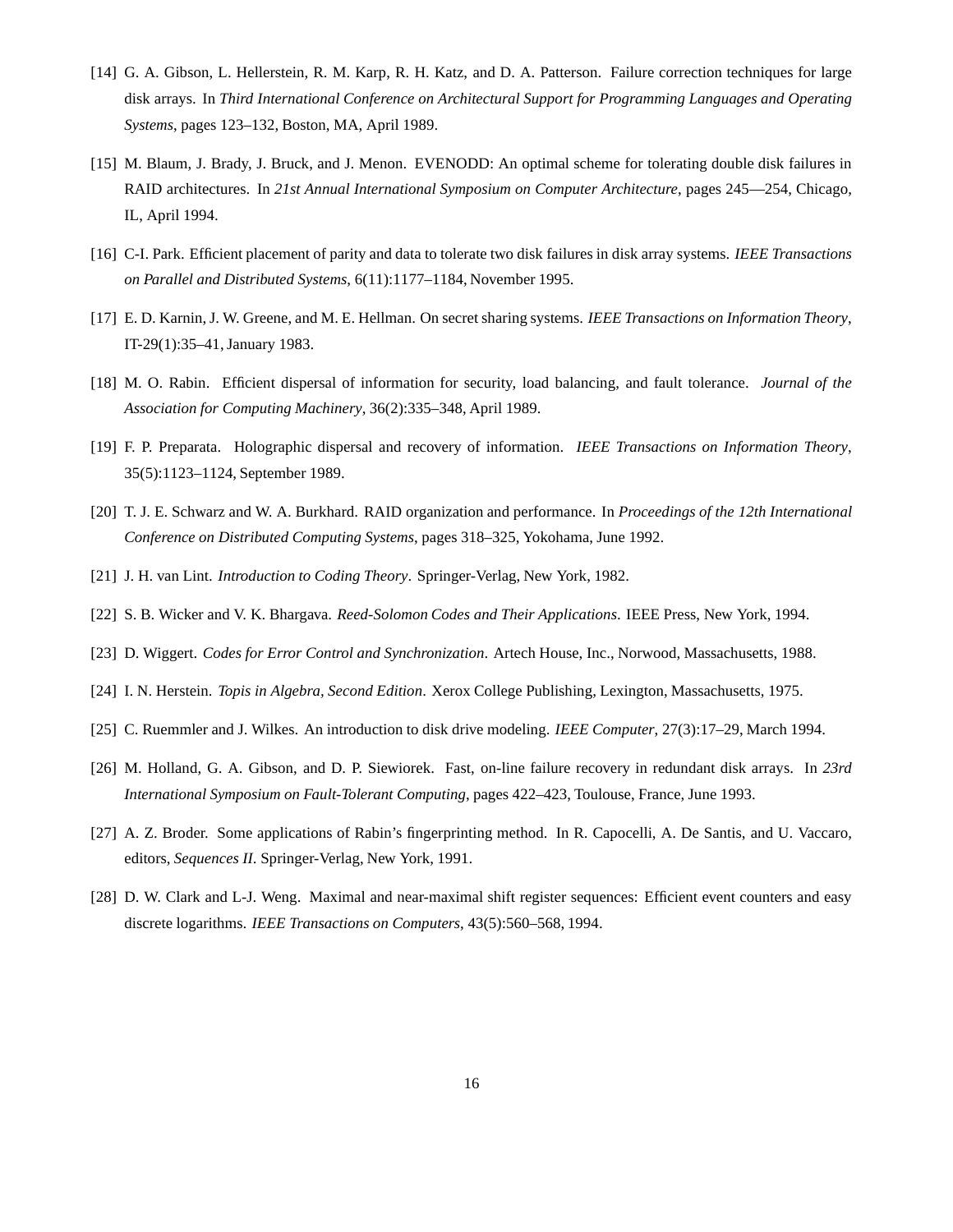[14] G. A. Gibson, L. Hellerstein, R. M. Karp, R. H. Katz, and D. A. Patterson. Failure correction techniques for large disk arrays. In *Third International Conference on Architectural Support for Programming Languages and Operating Systems*, pages 123–132, Boston, MA, April 1989.

[15] M. Blaum, J. Brady, J. Bruck, and J. Menon. EVENODD: An optimal scheme for tolerating double disk failures in RAID architectures. In *21st Annual International Symposium on Computer Architecture*, pages 245—254, Chicago, IL, April 1994.

[16] C-I. Park. Efficient placement of parity and data to tolerate two disk failures in disk array systems. *IEEE Transactions on Parallel and Distributed Systems*, 6(11):1177–1184, November 1995.

[17] E. D. Karnin, J. W. Greene, and M. E. Hellman. On secret sharing systems. *IEEE Transactions on Information Theory*, IT-29(1):35–41, January 1983.

[18] M. O. Rabin. Efficient dispersal of information for security, load balancing, and fault tolerance. *Journal of the Association for Computing Machinery*, 36(2):335–348, April 1989.

[19] F. P. Preparata. Holographic dispersal and recovery of information. *IEEE Transactions on Information Theory*, 35(5):1123–1124, September 1989.

[20] T. J. E. Schwarz and W. A. Burkhard. RAID organization and performance. In *Proceedings of the 12th International Conference on Distributed Computing Systems*, pages 318–325, Yokohama, June 1992.

[21] J. H. van Lint. *Introduction to Coding Theory*. Springer-Verlag, New York, 1982.

[22] S. B. Wicker and V. K. Bhargava. *Reed-Solomon Codes and Their Applications*. IEEE Press, New York, 1994.

[23] D. Wiggert. *Codes for Error Control and Synchronization*. Artech House, Inc., Norwood, Massachusetts, 1988.

[24] I. N. Herstein. *Topis in Algebra, Second Edition*. Xerox College Publishing, Lexington, Massachusetts, 1975.

[25] C. Ruemmler and J. Wilkes. An introduction to disk drive modeling. *IEEE Computer*, 27(3):17–29, March 1994.

[26] M. Holland, G. A. Gibson, and D. P. Siewiorek. Fast, on-line failure recovery in redundant disk arrays. In *23rd International Symposium on Fault-Tolerant Computing*, pages 422–423, Toulouse, France, June 1993.

[27] A. Z. Broder. Some applications of Rabin's fingerprinting method. In R. Capocelli, A. De Santis, and U. Vaccaro, editors, *Sequences II*. Springer-Verlag, New York, 1991.

[28] D. W. Clark and L-J. Weng. Maximal and near-maximal shift register sequences: Efficient event counters and easy discrete logarithms. *IEEE Transactions on Computers*, 43(5):560–568, 1994.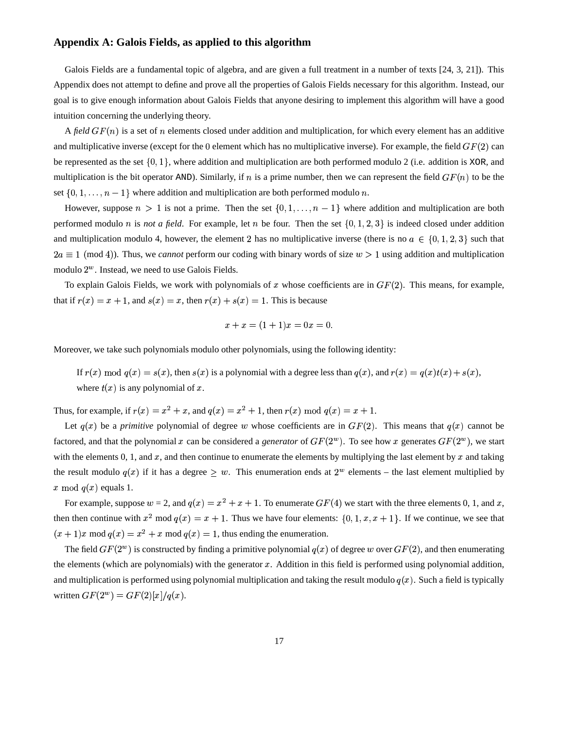## Appendix A: Galois Fields, as applied to this algorithm

Galois Fields are a fundamental topic of algebra, and are given a full treatment in a number of texts [24, 3, 21]). This Appendix does not attempt to define and prove all the properties of Galois Fields necessary for this algorithm. Instead, our goal is to give enough information about Galois Fields that anyone desiring to implement this algorithm will have a good intuition concerning the underlying theory.

A *field* $GF(n)$ is a set of $n$ elements closed under addition and multiplication, for which every element has an additive and multiplicative inverse (except for the 0 element which has no multiplicative inverse). For example, the field $GF(2)$ can be represented as the set $\{0, 1\}$, where addition and multiplication are both performed modulo 2 (i.e. addition is XOR, and multiplication is the bit operator AND). Similarly, if $n$ is a prime number, then we can represent the field $GF(n)$ to be the set $\{0, 1, \ldots, n-1\}$ where addition and multiplication are both performed modulo $n$.

However, suppose $n > 1$ is not a prime. Then the set $\{0, 1, \ldots, n-1\}$ where addition and multiplication are both performed modulo $n$ is *not a field*. For example, let $n$ be four. Then the set $\{0, 1, 2, 3\}$ is indeed closed under addition and multiplication modulo 4, however, the element 2 has no multiplicative inverse (there is no $a \in \{0, 1, 2, 3\}$ such that $2a \equiv 1 \pmod 4$). Thus, we *cannot* perform our coding with binary words of size $w > 1$ using addition and multiplication modulo $2^w$. Instead, we need to use Galois Fields.

To explain Galois Fields, we work with polynomials of $x$ whose coefficients are in $GF(2)$. This means, for example, that if $r(x) = x + 1$, and $s(x) = x$, then $r(x) + s(x) = 1$. This is because

$$x + x = (1 + 1)x = 0x = 0.$$

Moreover, we take such polynomials modulo other polynomials, using the following identity:

> If $r(x) \bmod q(x) = s(x)$, then $s(x)$ is a polynomial with a degree less than $q(x)$, and $r(x) = q(x)t(x) + s(x)$, where $t(x)$ is any polynomial of $x$.

Thus, for example, if $r(x) = x^2 + x$, and $q(x) = x^2 + 1$, then $r(x) \bmod q(x) = x + 1$.

Let $q(x)$ be a *primitive* polynomial of degree $w$ whose coefficients are in $GF(2)$. This means that $q(x)$ cannot be factored, and that the polynomial $x$ can be considered a *generator* of $GF(2^w)$. To see how $x$ generates $GF(2^w)$, we start with the elements 0, 1, and $x$, and then continue to enumerate the elements by multiplying the last element by $x$ and taking the result modulo $q(x)$ if it has a degree $\geq w$. This enumeration ends at $2^w$ elements – the last element multiplied by $x \bmod q(x)$ equals 1.

For example, suppose $w = 2$, and $q(x) = x^2 + x + 1$. To enumerate $GF(4)$ we start with the three elements 0, 1, and $x$, then then continue with $x^2 \bmod q(x) = x + 1$. Thus we have four elements: $\{0, 1, x, x + 1\}$. If we continue, we see that $(x + 1)x \bmod q(x) = x^2 + x \bmod q(x) = 1$, thus ending the enumeration.

The field $GF(2^w)$ is constructed by finding a primitive polynomial $q(x)$ of degree $w$ over $GF(2)$, and then enumerating the elements (which are polynomials) with the generator $x$. Addition in this field is performed using polynomial addition, and multiplication is performed using polynomial multiplication and taking the result modulo $q(x)$. Such a field is typically written $GF(2^w) = GF(2)[x]/q(x)$.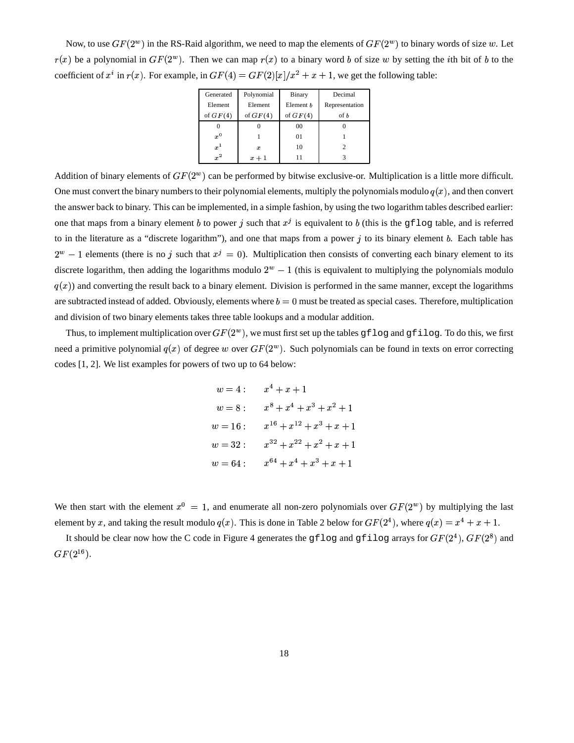Now, to use $GF(2^w)$ in the RS-Raid algorithm, we need to map the elements of $GF(2^w)$ to binary words of size $w$. Let $r(x)$ be a polynomial in $GF(2^w)$. Then we can map $r(x)$ to a binary word $b$ of size $w$ by setting the $i$th bit of $b$ to the coefficient of $x^i$ in $r(x)$. For example, in $GF(4) = GF(2)[x]/x^2 + x + 1$, we get the following table:

| Generated Element of $GF(4)$ | Polynomial Element of $GF(4)$ | Binary Element $b$ of $GF(4)$ | Decimal Representation of $b$ |
|---|---|---|---|
| 0 | 0 | 00 | 0 |
| $x^0$ | 1 | 01 | 1 |
| $x^1$ | $x$ | 10 | 2 |
| $x^2$ | $x+1$ | 11 | 3 |

Addition of binary elements of $GF(2^w)$ can be performed by bitwise exclusive-or. Multiplication is a little more difficult. One must convert the binary numbers to their polynomial elements, multiply the polynomials modulo $q(x)$, and then convert the answer back to binary. This can be implemented, in a simple fashion, by using the two logarithm tables described earlier: one that maps from a binary element $b$ to power $j$ such that $x^j$ is equivalent to $b$ (this is the `gflog` table, and is referred to in the literature as a "discrete logarithm"), and one that maps from a power $j$ to its binary element $b$. Each table has $2^w - 1$ elements (there is no $j$ such that $x^j = 0$). Multiplication then consists of converting each binary element to its discrete logarithm, then adding the logarithms modulo $2^w - 1$ (this is equivalent to multiplying the polynomials modulo $q(x)$) and converting the result back to a binary element. Division is performed in the same manner, except the logarithms are subtracted instead of added. Obviously, elements where $b = 0$ must be treated as special cases. Therefore, multiplication and division of two binary elements takes three table lookups and a modular addition.

Thus, to implement multiplication over $GF(2^w)$, we must first set up the tables `gflog` and `gfilog`. To do this, we first need a primitive polynomial $q(x)$ of degree $w$ over $GF(2^w)$. Such polynomials can be found in texts on error correcting codes [1, 2]. We list examples for powers of two up to 64 below:

$$
\begin{aligned}
w = 4: &\quad x^4 + x + 1 \\
w = 8: &\quad x^8 + x^4 + x^3 + x^2 + 1 \\
w = 16: &\quad x^{16} + x^{12} + x^3 + x + 1 \\
w = 32: &\quad x^{32} + x^{22} + x^2 + x + 1 \\
w = 64: &\quad x^{64} + x^4 + x^3 + x + 1
\end{aligned}
$$

We then start with the element $x^0 = 1$, and enumerate all non-zero polynomials over $GF(2^w)$ by multiplying the last element by $x$, and taking the result modulo $q(x)$. This is done in Table 2 below for $GF(2^4)$, where $q(x) = x^4 + x + 1$.

It should be clear now how the C code in Figure 4 generates the `gflog` and `gfilog` arrays for $GF(2^4)$, $GF(2^8)$ and $GF(2^{16})$.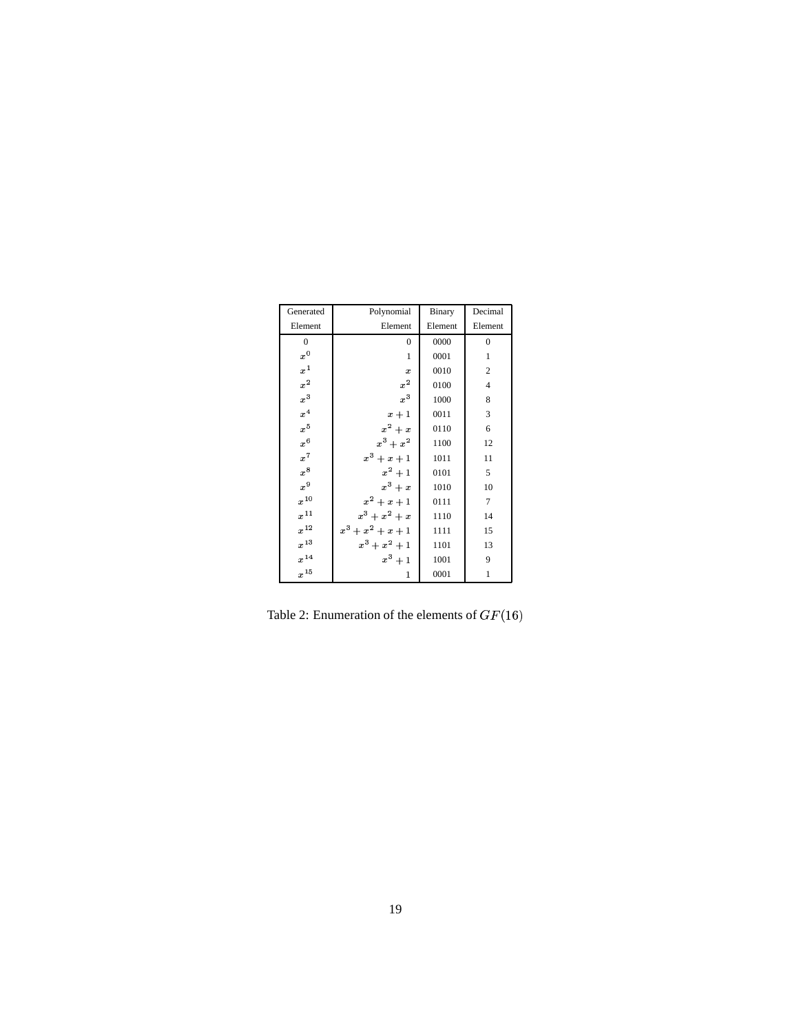| Generated Element | Polynomial Element | Binary Element | Decimal Element |
|---|---|---|---|
| 0 | 0 | 0000 | 0 |
| $x^0$ | 1 | 0001 | 1 |
| $x^1$ | $x$ | 0010 | 2 |
| $x^2$ | $x^2$ | 0100 | 4 |
| $x^3$ | $x^3$ | 1000 | 8 |
| $x^4$ | $x+1$ | 0011 | 3 |
| $x^5$ | $x^2+x$ | 0110 | 6 |
| $x^6$ | $x^3+x^2$ | 1100 | 12 |
| $x^7$ | $x^3+x+1$ | 1011 | 11 |
| $x^8$ | $x^2+1$ | 0101 | 5 |
| $x^9$ | $x^3+x$ | 1010 | 10 |
| $x^{10}$ | $x^2+x+1$ | 0111 | 7 |
| $x^{11}$ | $x^3+x^2+x$ | 1110 | 14 |
| $x^{12}$ | $x^3+x^2+x+1$ | 1111 | 15 |
| $x^{13}$ | $x^3+x^2+1$ | 1101 | 13 |
| $x^{14}$ | $x^3+1$ | 1001 | 9 |
| $x^{15}$ | 1 | 0001 | 1 |

Table 2: Enumeration of the elements of $GF(16)$